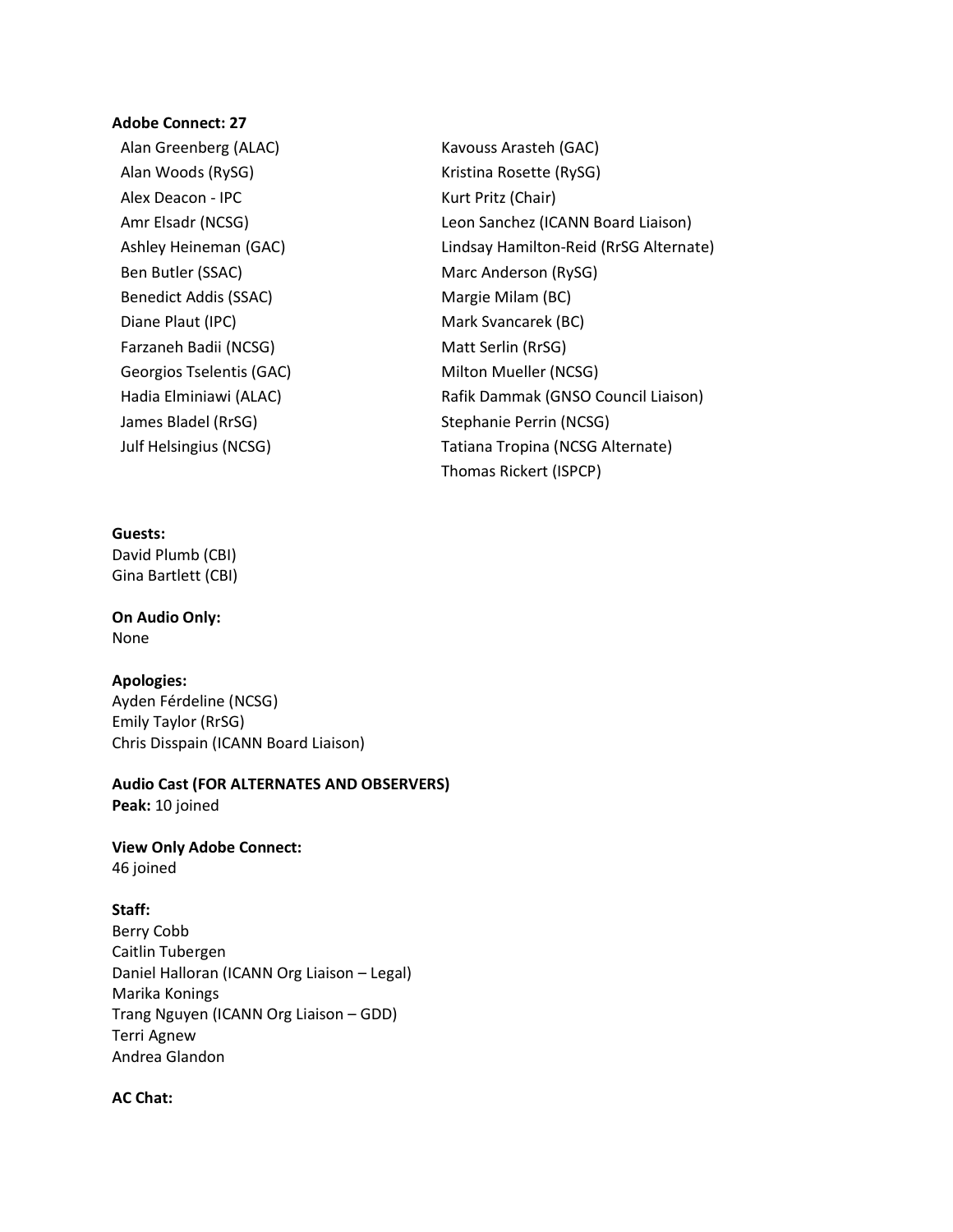**Adobe Connect: 27**

- Alan Greenberg (ALAC)
- Alan Woods (RySG)
- Alex Deacon - IPC
- Amr Elsadr (NCSG)
- Ashley Heineman (GAC)
- Ben Butler (SSAC)
- Benedict Addis (SSAC)
- Diane Plaut (IPC)
- Farzaneh Badii (NCSG)
- Georgios Tselentis (GAC)
- Hadia Elminiawi (ALAC)
- James Bladel (RrSG)
- Julf Helsingius (NCSG)
- Kavouss Arasteh (GAC)
- Kristina Rosette (RySG)
- Kurt Pritz (Chair)
- Leon Sanchez (ICANN Board Liaison)
- Lindsay Hamilton-Reid (RrSG Alternate)
- Marc Anderson (RySG)
- Margie Milam (BC)
- Mark Svancarek (BC)
- Matt Serlin (RrSG)
- Milton Mueller (NCSG)
- Rafik Dammak (GNSO Council Liaison)
- Stephanie Perrin (NCSG)
- Tatiana Tropina (NCSG Alternate)
- Thomas Rickert (ISPCP)

**Guests:**
David Plumb (CBI)
Gina Bartlett (CBI)

**On Audio Only:**
None

**Apologies:**
Ayden Férdeline (NCSG)
Emily Taylor (RrSG)
Chris Disspain (ICANN Board Liaison)

**Audio Cast (FOR ALTERNATES AND OBSERVERS)**
**Peak:** 10 joined

**View Only Adobe Connect:**
46 joined

**Staff:**
Berry Cobb
Caitlin Tubergen
Daniel Halloran (ICANN Org Liaison – Legal)
Marika Konings
Trang Nguyen (ICANN Org Liaison – GDD)
Terri Agnew
Andrea Glandon

**AC Chat:**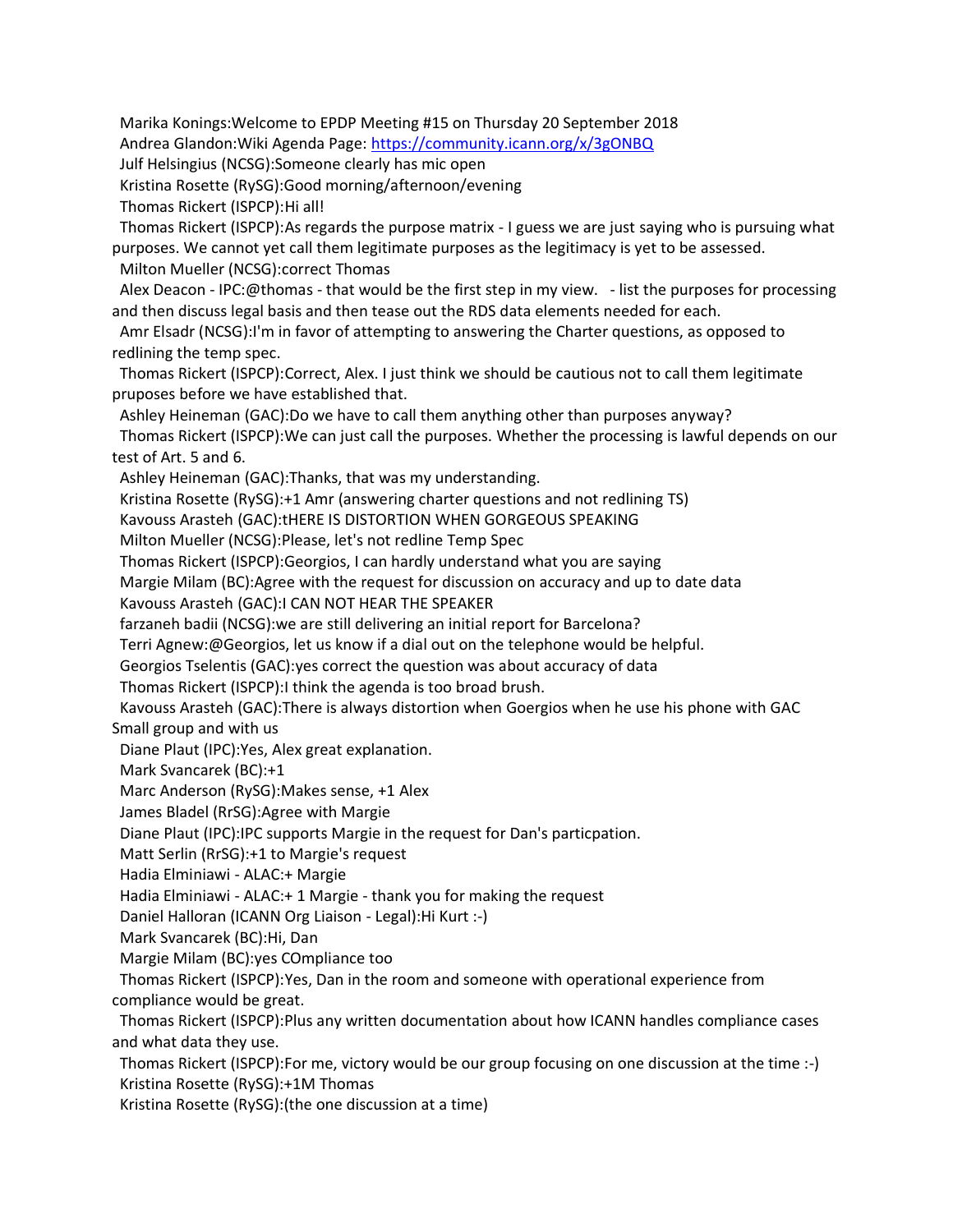Marika Konings:Welcome to EPDP Meeting #15 on Thursday 20 September 2018

Andrea Glandon:Wiki Agenda Page: https://community.icann.org/x/3gONBQ

Julf Helsingius (NCSG):Someone clearly has mic open

Kristina Rosette (RySG):Good morning/afternoon/evening

Thomas Rickert (ISPCP):Hi all!

Thomas Rickert (ISPCP):As regards the purpose matrix - I guess we are just saying who is pursuing what purposes. We cannot yet call them legitimate purposes as the legitimacy is yet to be assessed.

Milton Mueller (NCSG):correct Thomas

Alex Deacon - IPC:@thomas - that would be the first step in my view.  - list the purposes for processing and then discuss legal basis and then tease out the RDS data elements needed for each.

Amr Elsadr (NCSG):I'm in favor of attempting to answering the Charter questions, as opposed to redlining the temp spec.

Thomas Rickert (ISPCP):Correct, Alex. I just think we should be cautious not to call them legitimate pruposes before we have established that.

Ashley Heineman (GAC):Do we have to call them anything other than purposes anyway?

Thomas Rickert (ISPCP):We can just call the purposes. Whether the processing is lawful depends on our test of Art. 5 and 6.

Ashley Heineman (GAC):Thanks, that was my understanding.

Kristina Rosette (RySG):+1 Amr (answering charter questions and not redlining TS)

Kavouss Arasteh (GAC):tHERE IS DISTORTION WHEN GORGEOUS SPEAKING

Milton Mueller (NCSG):Please, let's not redline Temp Spec

Thomas Rickert (ISPCP):Georgios, I can hardly understand what you are saying

Margie Milam (BC):Agree with the request for discussion on accuracy and up to date data

Kavouss Arasteh (GAC):I CAN NOT HEAR THE SPEAKER

farzaneh badii (NCSG):we are still delivering an initial report for Barcelona?

Terri Agnew:@Georgios, let us know if a dial out on the telephone would be helpful.

Georgios Tselentis (GAC):yes correct the question was about accuracy of data

Thomas Rickert (ISPCP):I think the agenda is too broad brush.

Kavouss Arasteh (GAC):There is always distortion when Goergios when he use his phone with GAC Small group and with us

Diane Plaut (IPC):Yes, Alex great explanation.

Mark Svancarek (BC):+1

Marc Anderson (RySG):Makes sense, +1 Alex

James Bladel (RrSG):Agree with Margie

Diane Plaut (IPC):IPC supports Margie in the request for Dan's particpation.

Matt Serlin (RrSG):+1 to Margie's request

Hadia Elminiawi - ALAC:+ Margie

Hadia Elminiawi - ALAC:+ 1 Margie - thank you for making the request

Daniel Halloran (ICANN Org Liaison - Legal):Hi Kurt :-)

Mark Svancarek (BC):Hi, Dan

Margie Milam (BC):yes COmpliance too

Thomas Rickert (ISPCP):Yes, Dan in the room and someone with operational experience from compliance would be great.

Thomas Rickert (ISPCP):Plus any written documentation about how ICANN handles compliance cases and what data they use.

Thomas Rickert (ISPCP):For me, victory would be our group focusing on one discussion at the time :-)

Kristina Rosette (RySG):+1M Thomas

Kristina Rosette (RySG):(the one discussion at a time)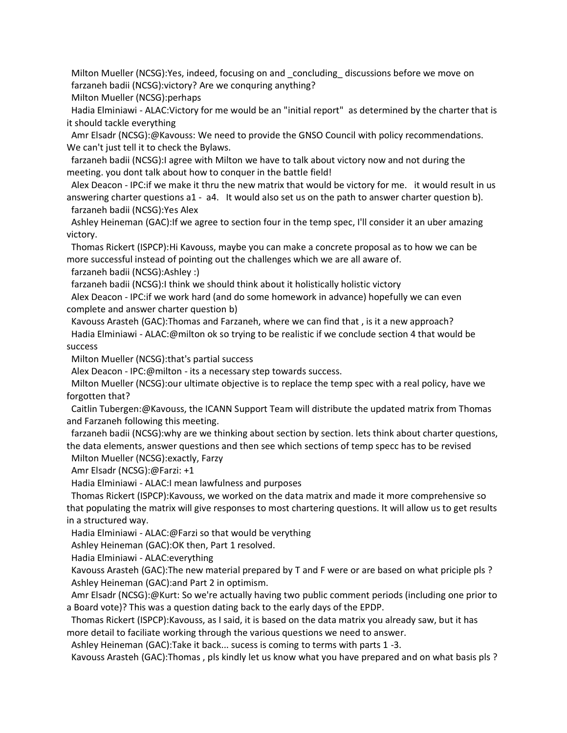Milton Mueller (NCSG):Yes, indeed, focusing on and _concluding_ discussions before we move on

farzaneh badii (NCSG):victory? Are we conquring anything?

Milton Mueller (NCSG):perhaps

Hadia Elminiawi - ALAC:Victory for me would be an "initial report" as determined by the charter that is it should tackle everything

Amr Elsadr (NCSG):@Kavouss: We need to provide the GNSO Council with policy recommendations. We can't just tell it to check the Bylaws.

farzaneh badii (NCSG):I agree with Milton we have to talk about victory now and not during the meeting. you dont talk about how to conquer in the battle field!

Alex Deacon - IPC:if we make it thru the new matrix that would be victory for me. it would result in us answering charter questions a1 - a4. It would also set us on the path to answer charter question b).

farzaneh badii (NCSG):Yes Alex

Ashley Heineman (GAC):If we agree to section four in the temp spec, I'll consider it an uber amazing victory.

Thomas Rickert (ISPCP):Hi Kavouss, maybe you can make a concrete proposal as to how we can be more successful instead of pointing out the challenges which we are all aware of.

farzaneh badii (NCSG):Ashley :)

farzaneh badii (NCSG):I think we should think about it holistically holistic victory

Alex Deacon - IPC:if we work hard (and do some homework in advance) hopefully we can even complete and answer charter question b)

Kavouss Arasteh (GAC):Thomas and Farzaneh, where we can find that , is it a new approach?

Hadia Elminiawi - ALAC:@milton ok so trying to be realistic if we conclude section 4 that would be success

Milton Mueller (NCSG):that's partial success

Alex Deacon - IPC:@milton - its a necessary step towards success.

Milton Mueller (NCSG):our ultimate objective is to replace the temp spec with a real policy, have we forgotten that?

Caitlin Tubergen:@Kavouss, the ICANN Support Team will distribute the updated matrix from Thomas and Farzaneh following this meeting.

farzaneh badii (NCSG):why are we thinking about section by section. lets think about charter questions, the data elements, answer questions and then see which sections of temp specc has to be revised

Milton Mueller (NCSG):exactly, Farzy

Amr Elsadr (NCSG):@Farzi: +1

Hadia Elminiawi - ALAC:I mean lawfulness and purposes

Thomas Rickert (ISPCP):Kavouss, we worked on the data matrix and made it more comprehensive so that populating the matrix will give responses to most chartering questions. It will allow us to get results in a structured way.

Hadia Elminiawi - ALAC:@Farzi so that would be verything

Ashley Heineman (GAC):OK then, Part 1 resolved.

Hadia Elminiawi - ALAC:everything

Kavouss Arasteh (GAC):The new material prepared by T and F were or are based on what priciple pls ?

Ashley Heineman (GAC):and Part 2 in optimism.

Amr Elsadr (NCSG):@Kurt: So we're actually having two public comment periods (including one prior to a Board vote)? This was a question dating back to the early days of the EPDP.

Thomas Rickert (ISPCP):Kavouss, as I said, it is based on the data matrix you already saw, but it has more detail to faciliate working through the various questions we need to answer.

Ashley Heineman (GAC):Take it back... sucess is coming to terms with parts 1 -3.

Kavouss Arasteh (GAC):Thomas , pls kindly let us know what you have prepared and on what basis pls ?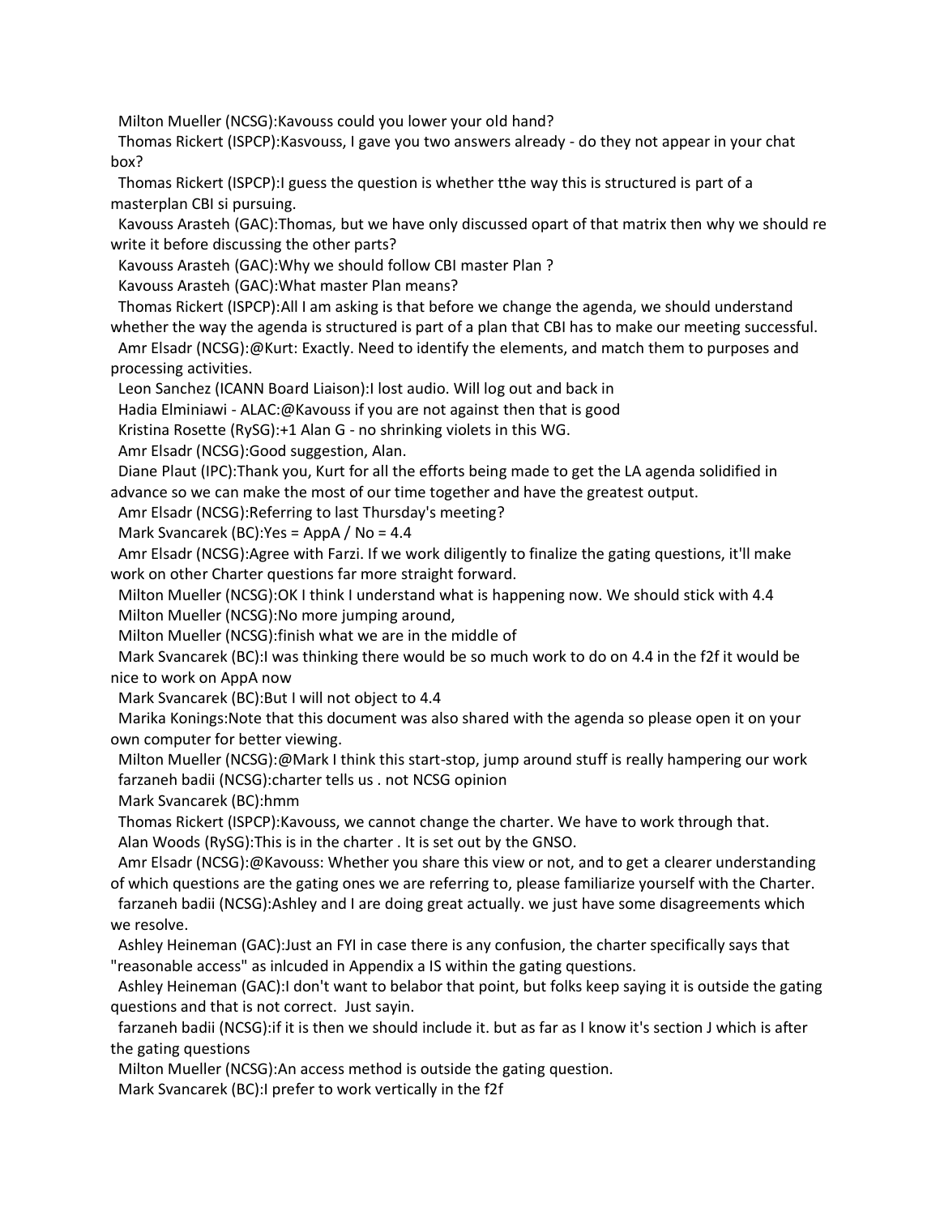Milton Mueller (NCSG):Kavouss could you lower your old hand?

Thomas Rickert (ISPCP):Kasvouss, I gave you two answers already - do they not appear in your chat box?

Thomas Rickert (ISPCP):I guess the question is whether tthe way this is structured is part of a masterplan CBI si pursuing.

Kavouss Arasteh (GAC):Thomas, but we have only discussed opart of that matrix then why we should re write it before discussing the other parts?

Kavouss Arasteh (GAC):Why we should follow CBI master Plan ?

Kavouss Arasteh (GAC):What master Plan means?

Thomas Rickert (ISPCP):All I am asking is that before we change the agenda, we should understand whether the way the agenda is structured is part of a plan that CBI has to make our meeting successful.

Amr Elsadr (NCSG):@Kurt: Exactly. Need to identify the elements, and match them to purposes and processing activities.

Leon Sanchez (ICANN Board Liaison):I lost audio. Will log out and back in

Hadia Elminiawi - ALAC:@Kavouss if you are not against then that is good

Kristina Rosette (RySG):+1 Alan G - no shrinking violets in this WG.

Amr Elsadr (NCSG):Good suggestion, Alan.

Diane Plaut (IPC):Thank you, Kurt for all the efforts being made to get the LA agenda solidified in advance so we can make the most of our time together and have the greatest output.

Amr Elsadr (NCSG):Referring to last Thursday's meeting?

Mark Svancarek (BC):Yes = AppA / No = 4.4

Amr Elsadr (NCSG):Agree with Farzi. If we work diligently to finalize the gating questions, it'll make work on other Charter questions far more straight forward.

Milton Mueller (NCSG):OK I think I understand what is happening now. We should stick with 4.4

Milton Mueller (NCSG):No more jumping around,

Milton Mueller (NCSG):finish what we are in the middle of

Mark Svancarek (BC):I was thinking there would be so much work to do on 4.4 in the f2f it would be nice to work on AppA now

Mark Svancarek (BC):But I will not object to 4.4

Marika Konings:Note that this document was also shared with the agenda so please open it on your own computer for better viewing.

Milton Mueller (NCSG):@Mark I think this start-stop, jump around stuff is really hampering our work

farzaneh badii (NCSG):charter tells us . not NCSG opinion

Mark Svancarek (BC):hmm

Thomas Rickert (ISPCP):Kavouss, we cannot change the charter. We have to work through that.

Alan Woods (RySG):This is in the charter . It is set out by the GNSO.

Amr Elsadr (NCSG):@Kavouss: Whether you share this view or not, and to get a clearer understanding of which questions are the gating ones we are referring to, please familiarize yourself with the Charter.

farzaneh badii (NCSG):Ashley and I are doing great actually. we just have some disagreements which we resolve.

Ashley Heineman (GAC):Just an FYI in case there is any confusion, the charter specifically says that "reasonable access" as inlcuded in Appendix a IS within the gating questions.

Ashley Heineman (GAC):I don't want to belabor that point, but folks keep saying it is outside the gating questions and that is not correct. Just sayin.

farzaneh badii (NCSG):if it is then we should include it. but as far as I know it's section J which is after the gating questions

Milton Mueller (NCSG):An access method is outside the gating question.

Mark Svancarek (BC):I prefer to work vertically in the f2f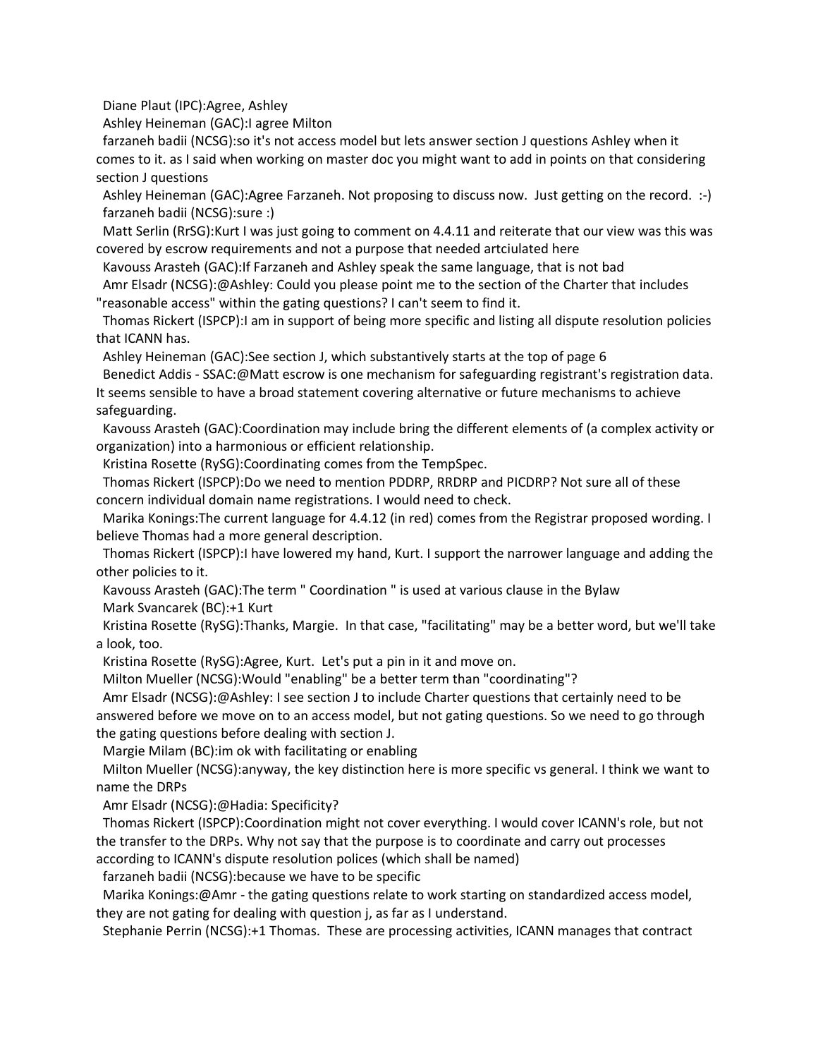Diane Plaut (IPC):Agree, Ashley

Ashley Heineman (GAC):I agree Milton

farzaneh badii (NCSG):so it's not access model but lets answer section J questions Ashley when it comes to it. as I said when working on master doc you might want to add in points on that considering section J questions

Ashley Heineman (GAC):Agree Farzaneh. Not proposing to discuss now. Just getting on the record. :-)

farzaneh badii (NCSG):sure :)

Matt Serlin (RrSG):Kurt I was just going to comment on 4.4.11 and reiterate that our view was this was covered by escrow requirements and not a purpose that needed artciulated here

Kavouss Arasteh (GAC):If Farzaneh and Ashley speak the same language, that is not bad

Amr Elsadr (NCSG):@Ashley: Could you please point me to the section of the Charter that includes "reasonable access" within the gating questions? I can't seem to find it.

Thomas Rickert (ISPCP):I am in support of being more specific and listing all dispute resolution policies that ICANN has.

Ashley Heineman (GAC):See section J, which substantively starts at the top of page 6

Benedict Addis - SSAC:@Matt escrow is one mechanism for safeguarding registrant's registration data. It seems sensible to have a broad statement covering alternative or future mechanisms to achieve safeguarding.

Kavouss Arasteh (GAC):Coordination may include bring the different elements of (a complex activity or organization) into a harmonious or efficient relationship.

Kristina Rosette (RySG):Coordinating comes from the TempSpec.

Thomas Rickert (ISPCP):Do we need to mention PDDRP, RRDRP and PICDRP? Not sure all of these concern individual domain name registrations. I would need to check.

Marika Konings:The current language for 4.4.12 (in red) comes from the Registrar proposed wording. I believe Thomas had a more general description.

Thomas Rickert (ISPCP):I have lowered my hand, Kurt. I support the narrower language and adding the other policies to it.

Kavouss Arasteh (GAC):The term " Coordination " is used at various clause in the Bylaw

Mark Svancarek (BC):+1 Kurt

Kristina Rosette (RySG):Thanks, Margie. In that case, "facilitating" may be a better word, but we'll take a look, too.

Kristina Rosette (RySG):Agree, Kurt. Let's put a pin in it and move on.

Milton Mueller (NCSG):Would "enabling" be a better term than "coordinating"?

Amr Elsadr (NCSG):@Ashley: I see section J to include Charter questions that certainly need to be answered before we move on to an access model, but not gating questions. So we need to go through the gating questions before dealing with section J.

Margie Milam (BC):im ok with facilitating or enabling

Milton Mueller (NCSG):anyway, the key distinction here is more specific vs general. I think we want to name the DRPs

Amr Elsadr (NCSG):@Hadia: Specificity?

Thomas Rickert (ISPCP):Coordination might not cover everything. I would cover ICANN's role, but not the transfer to the DRPs. Why not say that the purpose is to coordinate and carry out processes according to ICANN's dispute resolution polices (which shall be named)

farzaneh badii (NCSG):because we have to be specific

Marika Konings:@Amr - the gating questions relate to work starting on standardized access model, they are not gating for dealing with question j, as far as I understand.

Stephanie Perrin (NCSG):+1 Thomas. These are processing activities, ICANN manages that contract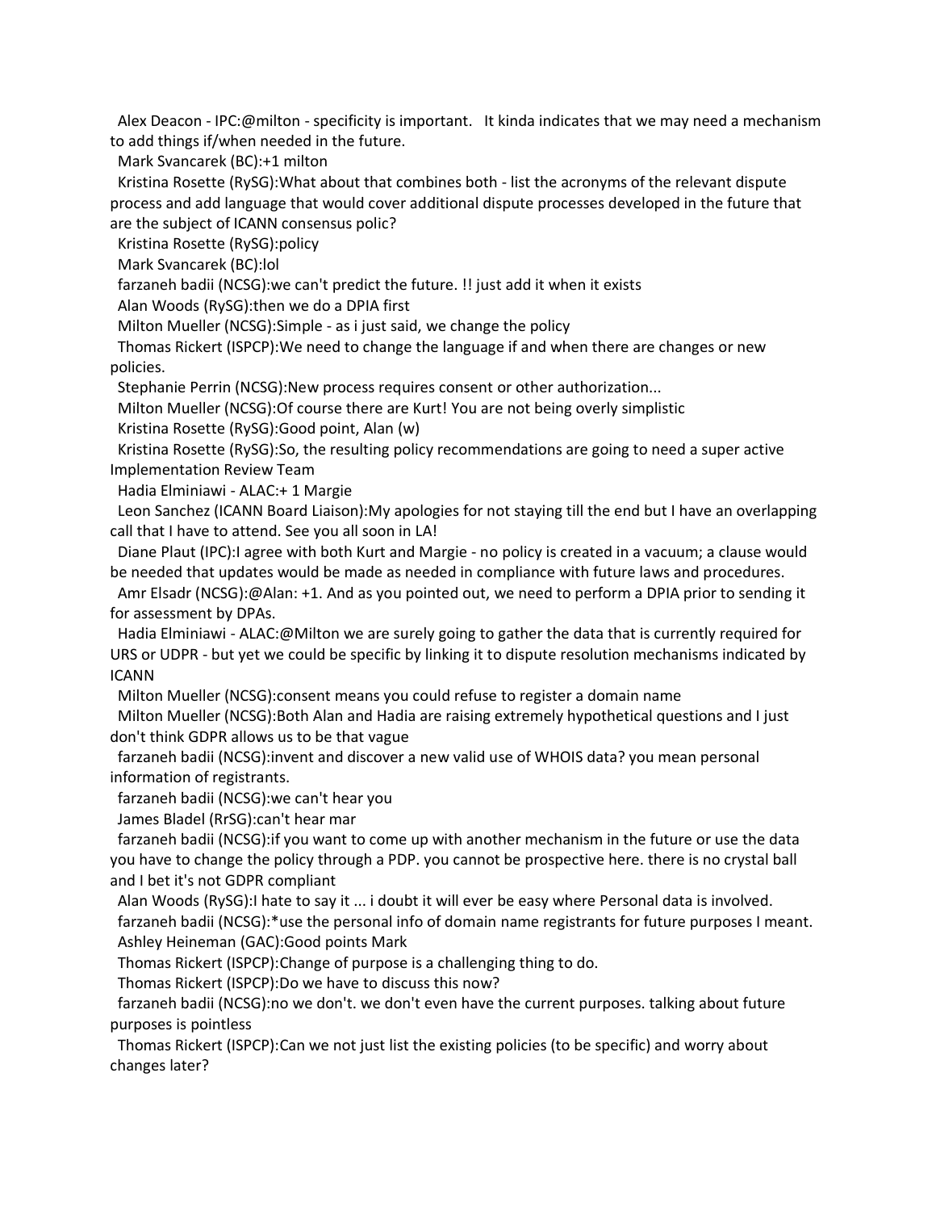Alex Deacon - IPC:@milton - specificity is important.   It kinda indicates that we may need a mechanism to add things if/when needed in the future.

Mark Svancarek (BC):+1 milton

Kristina Rosette (RySG):What about that combines both - list the acronyms of the relevant dispute process and add language that would cover additional dispute processes developed in the future that are the subject of ICANN consensus polic?

Kristina Rosette (RySG):policy

Mark Svancarek (BC):lol

farzaneh badii (NCSG):we can't predict the future. !! just add it when it exists

Alan Woods (RySG):then we do a DPIA first

Milton Mueller (NCSG):Simple - as i just said, we change the policy

Thomas Rickert (ISPCP):We need to change the language if and when there are changes or new policies.

Stephanie Perrin (NCSG):New process requires consent or other authorization...

Milton Mueller (NCSG):Of course there are Kurt! You are not being overly simplistic

Kristina Rosette (RySG):Good point, Alan (w)

Kristina Rosette (RySG):So, the resulting policy recommendations are going to need a super active Implementation Review Team

Hadia Elminiawi - ALAC:+ 1 Margie

Leon Sanchez (ICANN Board Liaison):My apologies for not staying till the end but I have an overlapping call that I have to attend. See you all soon in LA!

Diane Plaut (IPC):I agree with both Kurt and Margie - no policy is created in a vacuum; a clause would be needed that updates would be made as needed in compliance with future laws and procedures.

Amr Elsadr (NCSG):@Alan: +1. And as you pointed out, we need to perform a DPIA prior to sending it for assessment by DPAs.

Hadia Elminiawi - ALAC:@Milton we are surely going to gather the data that is currently required for URS or UDPR - but yet we could be specific by linking it to dispute resolution mechanisms indicated by ICANN

Milton Mueller (NCSG):consent means you could refuse to register a domain name

Milton Mueller (NCSG):Both Alan and Hadia are raising extremely hypothetical questions and I just don't think GDPR allows us to be that vague

farzaneh badii (NCSG):invent and discover a new valid use of WHOIS data? you mean personal information of registrants.

farzaneh badii (NCSG):we can't hear you

James Bladel (RrSG):can't hear mar

farzaneh badii (NCSG):if you want to come up with another mechanism in the future or use the data you have to change the policy through a PDP. you cannot be prospective here. there is no crystal ball and I bet it's not GDPR compliant

Alan Woods (RySG):I hate to say it ... i doubt it will ever be easy where Personal data is involved.

farzaneh badii (NCSG):*use the personal info of domain name registrants for future purposes I meant.

Ashley Heineman (GAC):Good points Mark

Thomas Rickert (ISPCP):Change of purpose is a challenging thing to do.

Thomas Rickert (ISPCP):Do we have to discuss this now?

farzaneh badii (NCSG):no we don't. we don't even have the current purposes. talking about future purposes is pointless

Thomas Rickert (ISPCP):Can we not just list the existing policies (to be specific) and worry about changes later?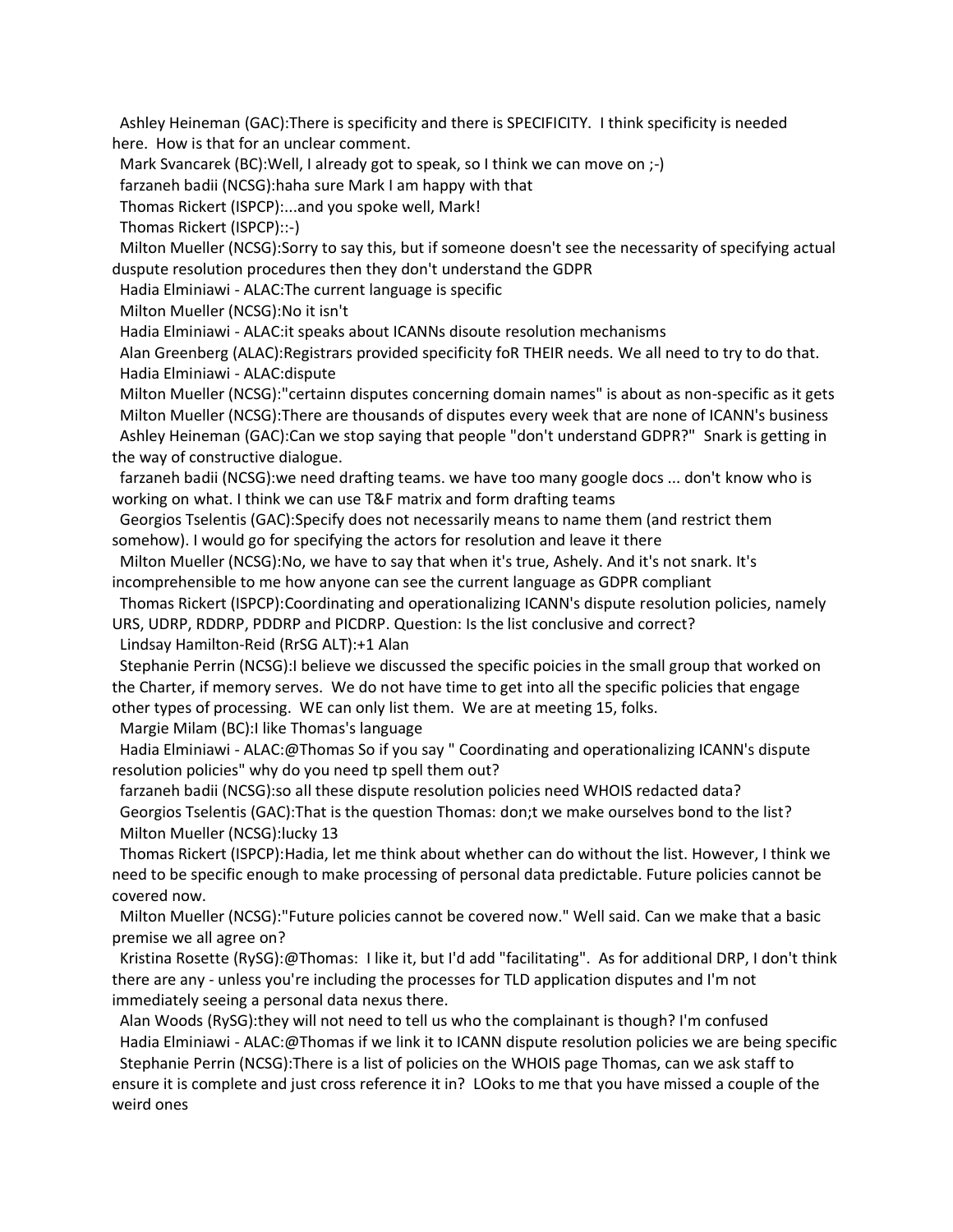Ashley Heineman (GAC):There is specificity and there is SPECIFICITY. I think specificity is needed here. How is that for an unclear comment.

Mark Svancarek (BC):Well, I already got to speak, so I think we can move on ;-)

farzaneh badii (NCSG):haha sure Mark I am happy with that

Thomas Rickert (ISPCP):...and you spoke well, Mark!

Thomas Rickert (ISPCP)::-)

Milton Mueller (NCSG):Sorry to say this, but if someone doesn't see the necessarity of specifying actual duspute resolution procedures then they don't understand the GDPR

Hadia Elminiawi - ALAC:The current language is specific

Milton Mueller (NCSG):No it isn't

Hadia Elminiawi - ALAC:it speaks about ICANNs disoute resolution mechanisms

Alan Greenberg (ALAC):Registrars provided specificity foR THEIR needs. We all need to try to do that.

Hadia Elminiawi - ALAC:dispute

Milton Mueller (NCSG):"certainn disputes concerning domain names" is about as non-specific as it gets

Milton Mueller (NCSG):There are thousands of disputes every week that are none of ICANN's business

Ashley Heineman (GAC):Can we stop saying that people "don't understand GDPR?" Snark is getting in the way of constructive dialogue.

farzaneh badii (NCSG):we need drafting teams. we have too many google docs ... don't know who is working on what. I think we can use T&F matrix and form drafting teams

Georgios Tselentis (GAC):Specify does not necessarily means to name them (and restrict them somehow). I would go for specifying the actors for resolution and leave it there

Milton Mueller (NCSG):No, we have to say that when it's true, Ashely. And it's not snark. It's incomprehensible to me how anyone can see the current language as GDPR compliant

Thomas Rickert (ISPCP):Coordinating and operationalizing ICANN's dispute resolution policies, namely URS, UDRP, RDDRP, PDDRP and PICDRP. Question: Is the list conclusive and correct?

Lindsay Hamilton-Reid (RrSG ALT):+1 Alan

Stephanie Perrin (NCSG):I believe we discussed the specific poicies in the small group that worked on the Charter, if memory serves. We do not have time to get into all the specific policies that engage other types of processing. WE can only list them. We are at meeting 15, folks.

Margie Milam (BC):I like Thomas's language

Hadia Elminiawi - ALAC:@Thomas So if you say " Coordinating and operationalizing ICANN's dispute resolution policies" why do you need tp spell them out?

farzaneh badii (NCSG):so all these dispute resolution policies need WHOIS redacted data?

Georgios Tselentis (GAC):That is the question Thomas: don;t we make ourselves bond to the list?

Milton Mueller (NCSG):lucky 13

Thomas Rickert (ISPCP):Hadia, let me think about whether can do without the list. However, I think we need to be specific enough to make processing of personal data predictable. Future policies cannot be covered now.

Milton Mueller (NCSG):"Future policies cannot be covered now." Well said. Can we make that a basic premise we all agree on?

Kristina Rosette (RySG):@Thomas: I like it, but I'd add "facilitating". As for additional DRP, I don't think there are any - unless you're including the processes for TLD application disputes and I'm not immediately seeing a personal data nexus there.

Alan Woods (RySG):they will not need to tell us who the complainant is though? I'm confused

Hadia Elminiawi - ALAC:@Thomas if we link it to ICANN dispute resolution policies we are being specific

Stephanie Perrin (NCSG):There is a list of policies on the WHOIS page Thomas, can we ask staff to ensure it is complete and just cross reference it in? LOoks to me that you have missed a couple of the weird ones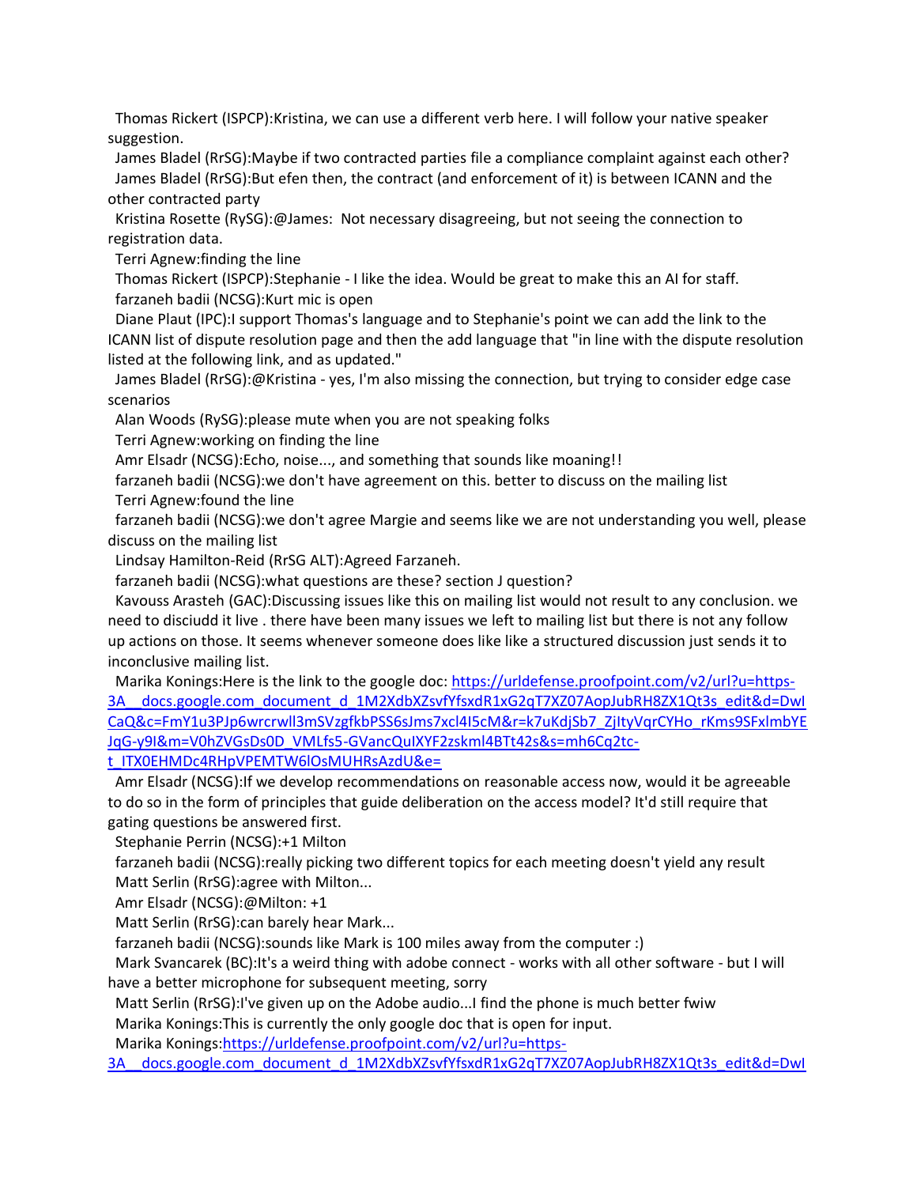Thomas Rickert (ISPCP):Kristina, we can use a different verb here. I will follow your native speaker suggestion.

James Bladel (RrSG):Maybe if two contracted parties file a compliance complaint against each other?

James Bladel (RrSG):But efen then, the contract (and enforcement of it) is between ICANN and the other contracted party

Kristina Rosette (RySG):@James: Not necessary disagreeing, but not seeing the connection to registration data.

Terri Agnew:finding the line

Thomas Rickert (ISPCP):Stephanie - I like the idea. Would be great to make this an AI for staff.

farzaneh badii (NCSG):Kurt mic is open

Diane Plaut (IPC):I support Thomas's language and to Stephanie's point we can add the link to the ICANN list of dispute resolution page and then the add language that "in line with the dispute resolution listed at the following link, and as updated."

James Bladel (RrSG):@Kristina - yes, I'm also missing the connection, but trying to consider edge case scenarios

Alan Woods (RySG):please mute when you are not speaking folks

Terri Agnew:working on finding the line

Amr Elsadr (NCSG):Echo, noise..., and something that sounds like moaning!!

farzaneh badii (NCSG):we don't have agreement on this. better to discuss on the mailing list

Terri Agnew:found the line

farzaneh badii (NCSG):we don't agree Margie and seems like we are not understanding you well, please discuss on the mailing list

Lindsay Hamilton-Reid (RrSG ALT):Agreed Farzaneh.

farzaneh badii (NCSG):what questions are these? section J question?

Kavouss Arasteh (GAC):Discussing issues like this on mailing list would not result to any conclusion. we need to disciudd it live . there have been many issues we left to mailing list but there is not any follow up actions on those. It seems whenever someone does like like a structured discussion just sends it to inconclusive mailing list.

Marika Konings:Here is the link to the google doc: https://urldefense.proofpoint.com/v2/url?u=https-3A__docs.google.com_document_d_1M2XdbXZsvfYfsxdR1xG2qT7XZ07AopJubRH8ZX1Qt3s_edit&d=DwICaQ&c=FmY1u3PJp6wrcrwll3mSVzgfkbPSS6sJms7xcl4I5cM&r=k7uKdjSb7_ZjItyVqrCYHo_rKms9SFxlmbYEJqG-y9I&m=V0hZVGsDs0D_VMLfs5-GVancQuIXYF2zskml4BTt42s&s=mh6Cq2tc-t_ITX0EHMDc4RHpVPEMTW6lOsMUHRsAzdU&e=

Amr Elsadr (NCSG):If we develop recommendations on reasonable access now, would it be agreeable to do so in the form of principles that guide deliberation on the access model? It'd still require that gating questions be answered first.

Stephanie Perrin (NCSG):+1 Milton

farzaneh badii (NCSG):really picking two different topics for each meeting doesn't yield any result

Matt Serlin (RrSG):agree with Milton...

Amr Elsadr (NCSG):@Milton: +1

Matt Serlin (RrSG):can barely hear Mark...

farzaneh badii (NCSG):sounds like Mark is 100 miles away from the computer :)

Mark Svancarek (BC):It's a weird thing with adobe connect - works with all other software - but I will have a better microphone for subsequent meeting, sorry

Matt Serlin (RrSG):I've given up on the Adobe audio...I find the phone is much better fwiw

Marika Konings:This is currently the only google doc that is open for input.

Marika Konings:https://urldefense.proofpoint.com/v2/url?u=https-3A__docs.google.com_document_d_1M2XdbXZsvfYfsxdR1xG2qT7XZ07AopJubRH8ZX1Qt3s_edit&d=DwI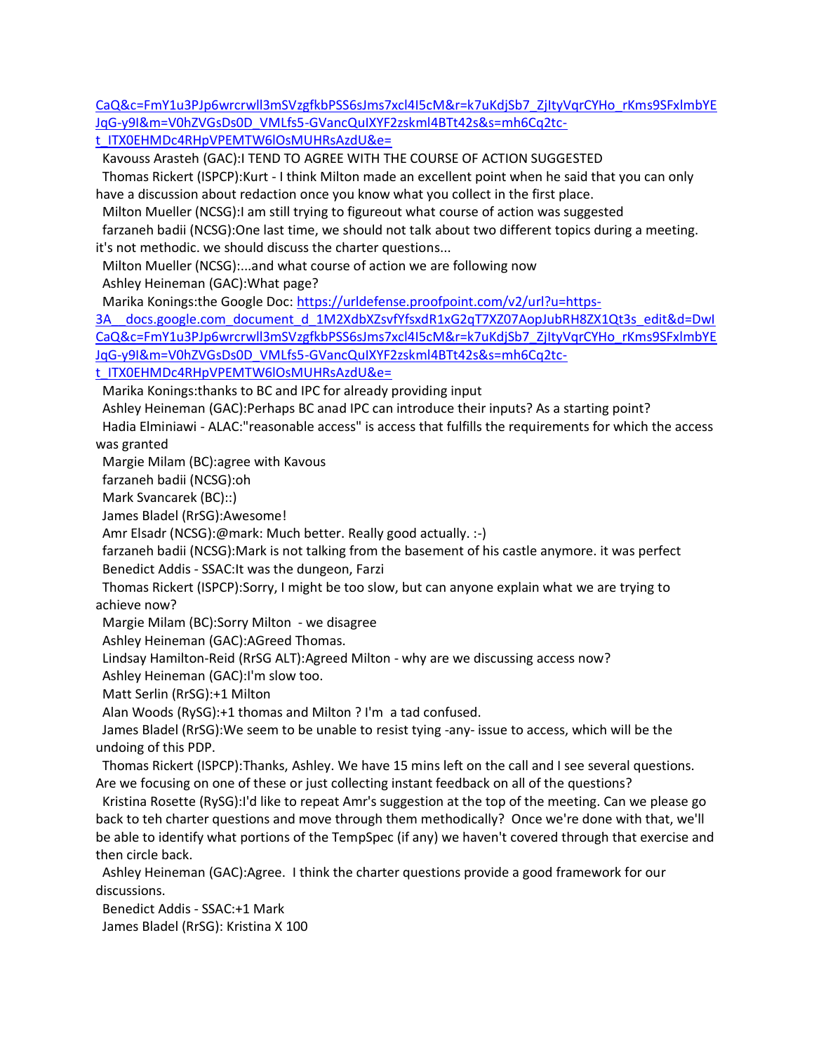CaQ&c=FmY1u3PJp6wrcrwll3mSVzgfkbPSS6sJms7xcl4I5cM&r=k7uKdjSb7_ZjItyVqrCYHo_rKms9SFxlmbYEJqG-y9I&m=V0hZVGsDs0D_VMLfs5-GVancQuIXYF2zskml4BTt42s&s=mh6Cq2tc-t_ITX0EHMDc4RHpVPEMTW6lOsMUHRsAzdU&e=

Kavouss Arasteh (GAC):I TEND TO AGREE WITH THE COURSE OF ACTION SUGGESTED

Thomas Rickert (ISPCP):Kurt - I think Milton made an excellent point when he said that you can only have a discussion about redaction once you know what you collect in the first place.

Milton Mueller (NCSG):I am still trying to figureout what course of action was suggested

farzaneh badii (NCSG):One last time, we should not talk about two different topics during a meeting. it's not methodic. we should discuss the charter questions...

Milton Mueller (NCSG):...and what course of action we are following now

Ashley Heineman (GAC):What page?

Marika Konings:the Google Doc: https://urldefense.proofpoint.com/v2/url?u=https-3A__docs.google.com_document_d_1M2XdbXZsvfYfsxdR1xG2qT7XZ07AopJubRH8ZX1Qt3s_edit&d=DwICaQ&c=FmY1u3PJp6wrcrwll3mSVzgfkbPSS6sJms7xcl4I5cM&r=k7uKdjSb7_ZjItyVqrCYHo_rKms9SFxlmbYEJqG-y9I&m=V0hZVGsDs0D_VMLfs5-GVancQuIXYF2zskml4BTt42s&s=mh6Cq2tc-t_ITX0EHMDc4RHpVPEMTW6lOsMUHRsAzdU&e=

Marika Konings:thanks to BC and IPC for already providing input

Ashley Heineman (GAC):Perhaps BC anad IPC can introduce their inputs? As a starting point?

Hadia Elminiawi - ALAC:"reasonable access" is access that fulfills the requirements for which the access was granted

Margie Milam (BC):agree with Kavous

farzaneh badii (NCSG):oh

Mark Svancarek (BC)::)

James Bladel (RrSG):Awesome!

Amr Elsadr (NCSG):@mark: Much better. Really good actually. :-)

farzaneh badii (NCSG):Mark is not talking from the basement of his castle anymore. it was perfect

Benedict Addis - SSAC:It was the dungeon, Farzi

Thomas Rickert (ISPCP):Sorry, I might be too slow, but can anyone explain what we are trying to achieve now?

Margie Milam (BC):Sorry Milton - we disagree

Ashley Heineman (GAC):AGreed Thomas.

Lindsay Hamilton-Reid (RrSG ALT):Agreed Milton - why are we discussing access now?

Ashley Heineman (GAC):I'm slow too.

Matt Serlin (RrSG):+1 Milton

Alan Woods (RySG):+1 thomas and Milton ? I'm a tad confused.

James Bladel (RrSG):We seem to be unable to resist tying -any- issue to access, which will be the undoing of this PDP.

Thomas Rickert (ISPCP):Thanks, Ashley. We have 15 mins left on the call and I see several questions. Are we focusing on one of these or just collecting instant feedback on all of the questions?

Kristina Rosette (RySG):I'd like to repeat Amr's suggestion at the top of the meeting. Can we please go back to teh charter questions and move through them methodically? Once we're done with that, we'll be able to identify what portions of the TempSpec (if any) we haven't covered through that exercise and then circle back.

Ashley Heineman (GAC):Agree. I think the charter questions provide a good framework for our discussions.

Benedict Addis - SSAC:+1 Mark

James Bladel (RrSG): Kristina X 100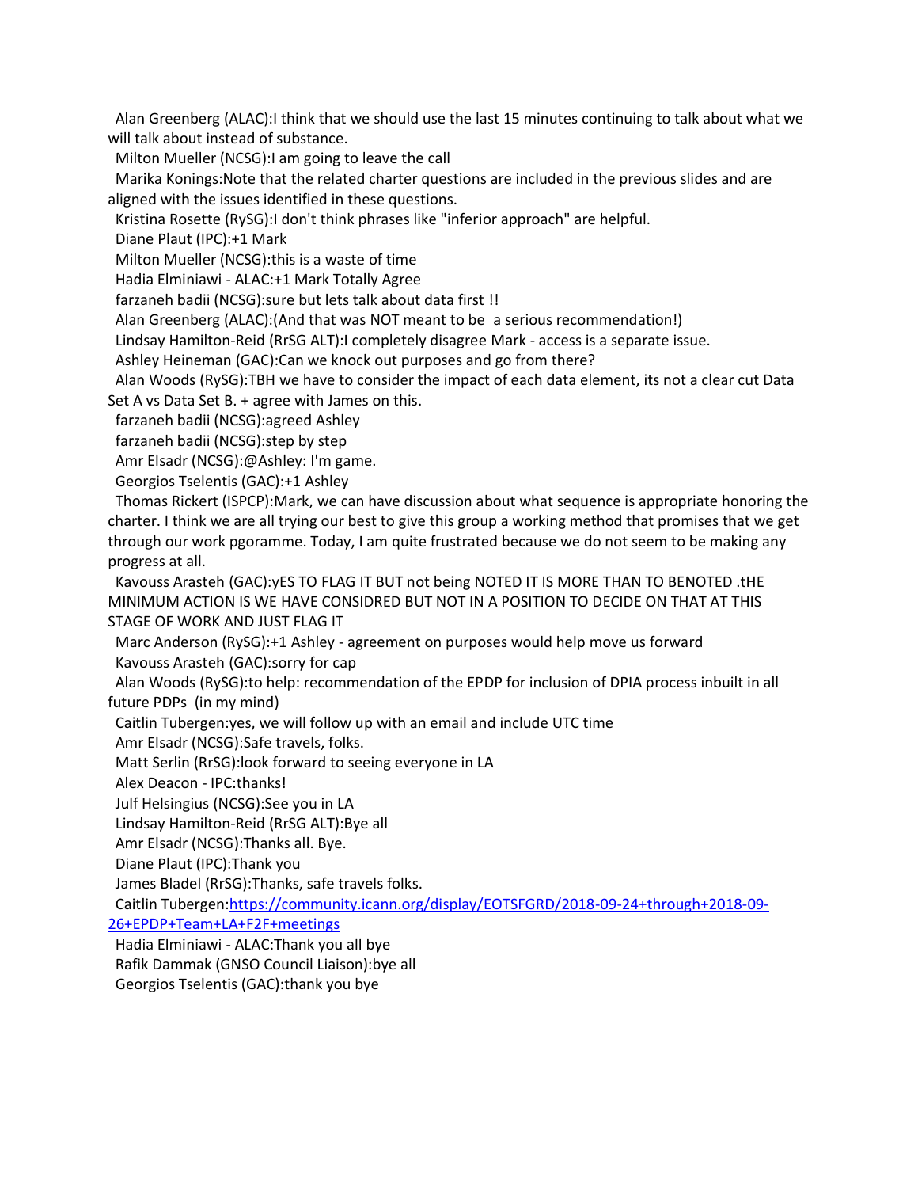Alan Greenberg (ALAC):I think that we should use the last 15 minutes continuing to talk about what we will talk about instead of substance.

Milton Mueller (NCSG):I am going to leave the call

Marika Konings:Note that the related charter questions are included in the previous slides and are aligned with the issues identified in these questions.

Kristina Rosette (RySG):I don't think phrases like "inferior approach" are helpful.

Diane Plaut (IPC):+1 Mark

Milton Mueller (NCSG):this is a waste of time

Hadia Elminiawi - ALAC:+1 Mark Totally Agree

farzaneh badii (NCSG):sure but lets talk about data first !!

Alan Greenberg (ALAC):(And that was NOT meant to be  a serious recommendation!)

Lindsay Hamilton-Reid (RrSG ALT):I completely disagree Mark - access is a separate issue.

Ashley Heineman (GAC):Can we knock out purposes and go from there?

Alan Woods (RySG):TBH we have to consider the impact of each data element, its not a clear cut Data Set A vs Data Set B. + agree with James on this.

farzaneh badii (NCSG):agreed Ashley

farzaneh badii (NCSG):step by step

Amr Elsadr (NCSG):@Ashley: I'm game.

Georgios Tselentis (GAC):+1 Ashley

Thomas Rickert (ISPCP):Mark, we can have discussion about what sequence is appropriate honoring the charter. I think we are all trying our best to give this group a working method that promises that we get through our work pgoramme. Today, I am quite frustrated because we do not seem to be making any progress at all.

Kavouss Arasteh (GAC):yES TO FLAG IT BUT not being NOTED IT IS MORE THAN TO BENOTED .tHE MINIMUM ACTION IS WE HAVE CONSIDRED BUT NOT IN A POSITION TO DECIDE ON THAT AT THIS STAGE OF WORK AND JUST FLAG IT

Marc Anderson (RySG):+1 Ashley - agreement on purposes would help move us forward

Kavouss Arasteh (GAC):sorry for cap

Alan Woods (RySG):to help: recommendation of the EPDP for inclusion of DPIA process inbuilt in all future PDPs  (in my mind)

Caitlin Tubergen:yes, we will follow up with an email and include UTC time

Amr Elsadr (NCSG):Safe travels, folks.

Matt Serlin (RrSG):look forward to seeing everyone in LA

Alex Deacon - IPC:thanks!

Julf Helsingius (NCSG):See you in LA

Lindsay Hamilton-Reid (RrSG ALT):Bye all

Amr Elsadr (NCSG):Thanks all. Bye.

Diane Plaut (IPC):Thank you

James Bladel (RrSG):Thanks, safe travels folks.

Caitlin Tubergen:https://community.icann.org/display/EOTSFGRD/2018-09-24+through+2018-09-26+EPDP+Team+LA+F2F+meetings

Hadia Elminiawi - ALAC:Thank you all bye

Rafik Dammak (GNSO Council Liaison):bye all

Georgios Tselentis (GAC):thank you bye